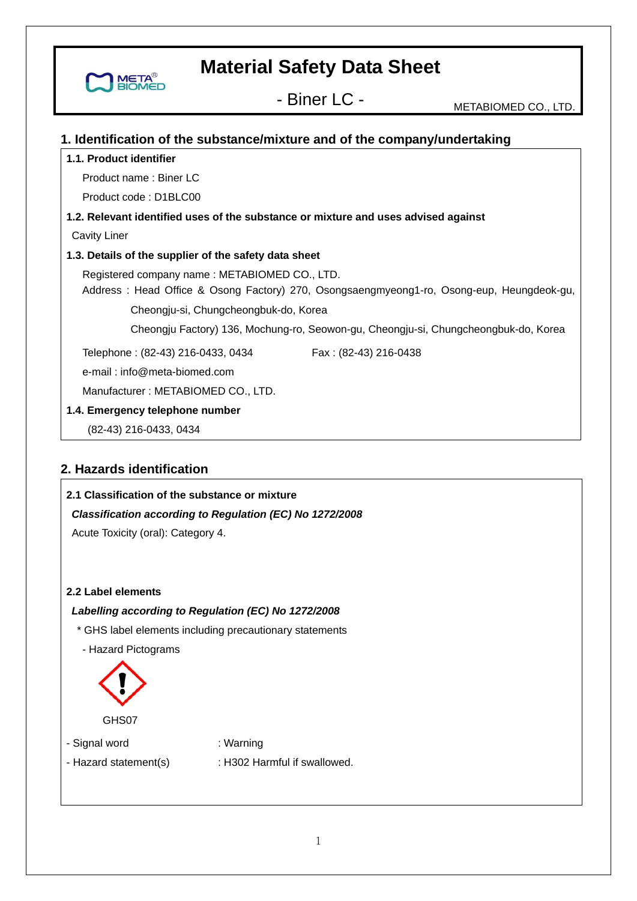# Material Safety Data Sheet

## - Biner LC -

METABIOMED CO., LTD.

## 1. Identification of the substance/mixture and of the company/undertaking

**1.1. Product identifier**

Product name : Biner LC

Product code : D1BLC00

**1.2. Relevant identified uses of the substance or mixture and uses advised against**

Cavity Liner

**1.3. Details of the supplier of the safety data sheet**

Registered company name : METABIOMED CO., LTD.

Address : Head Office & Osong Factory) 270, Osongsaengmyeong1-ro, Osong-eup, Heungdeok-gu, Cheongju-si, Chungcheongbuk-do, Korea

Cheongju Factory) 136, Mochung-ro, Seowon-gu, Cheongju-si, Chungcheongbuk-do, Korea

Telephone : (82-43) 216-0433, 0434 Fax : (82-43) 216-0438

e-mail : info@meta-biomed.com

Manufacturer : METABIOMED CO., LTD.

**1.4. Emergency telephone number**

(82-43) 216-0433, 0434

## 2. Hazards identification

**2.1 Classification of the substance or mixture**

***Classification according to Regulation (EC) No 1272/2008***

Acute Toxicity (oral): Category 4.

**2.2 Label elements**

***Labelling according to Regulation (EC) No 1272/2008***

\* GHS label elements including precautionary statements

- Hazard Pictograms

GHS07

- Signal word : Warning
- Hazard statement(s) : H302 Harmful if swallowed.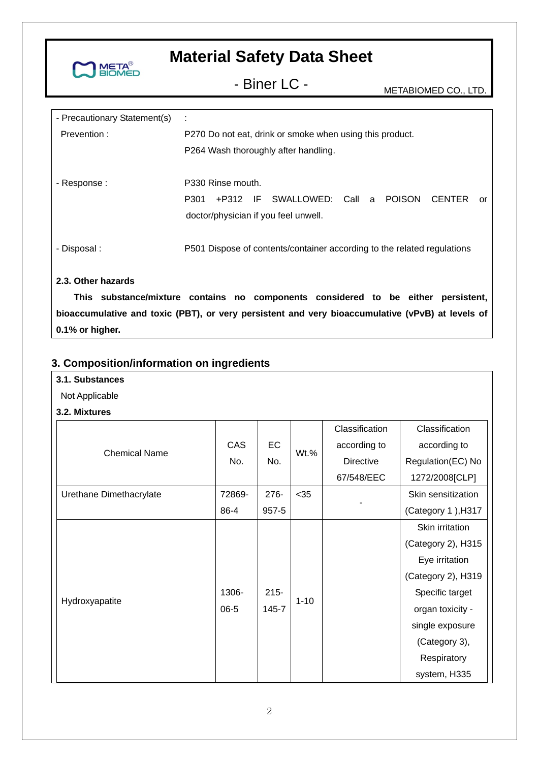- Precautionary Statement(s) :

Prevention : P270 Do not eat, drink or smoke when using this product.

P264 Wash thoroughly after handling.

- Response : P330 Rinse mouth.

P301 +P312 IF SWALLOWED: Call a POISON CENTER or doctor/physician if you feel unwell.

- Disposal : P501 Dispose of contents/container according to the related regulations

**2.3. Other hazards**

**This substance/mixture contains no components considered to be either persistent, bioaccumulative and toxic (PBT), or very persistent and very bioaccumulative (vPvB) at levels of 0.1% or higher.**

## 3. Composition/information on ingredients

**3.1. Substances**

Not Applicable

**3.2. Mixtures**

| Chemical Name | CAS No. | EC No. | Wt.% | Classification according to Directive 67/548/EEC | Classification according to Regulation(EC) No 1272/2008[CLP] |
|---|---|---|---|---|---|
| Urethane Dimethacrylate | 72869-86-4 | 276-957-5 | <35 | - | Skin sensitization (Category 1 ),H317 |
| Hydroxyapatite | 1306-06-5 | 215-145-7 | 1-10 | | Skin irritation (Category 2), H315 Eye irritation (Category 2), H319 Specific target organ toxicity - single exposure (Category 3), Respiratory system, H335 |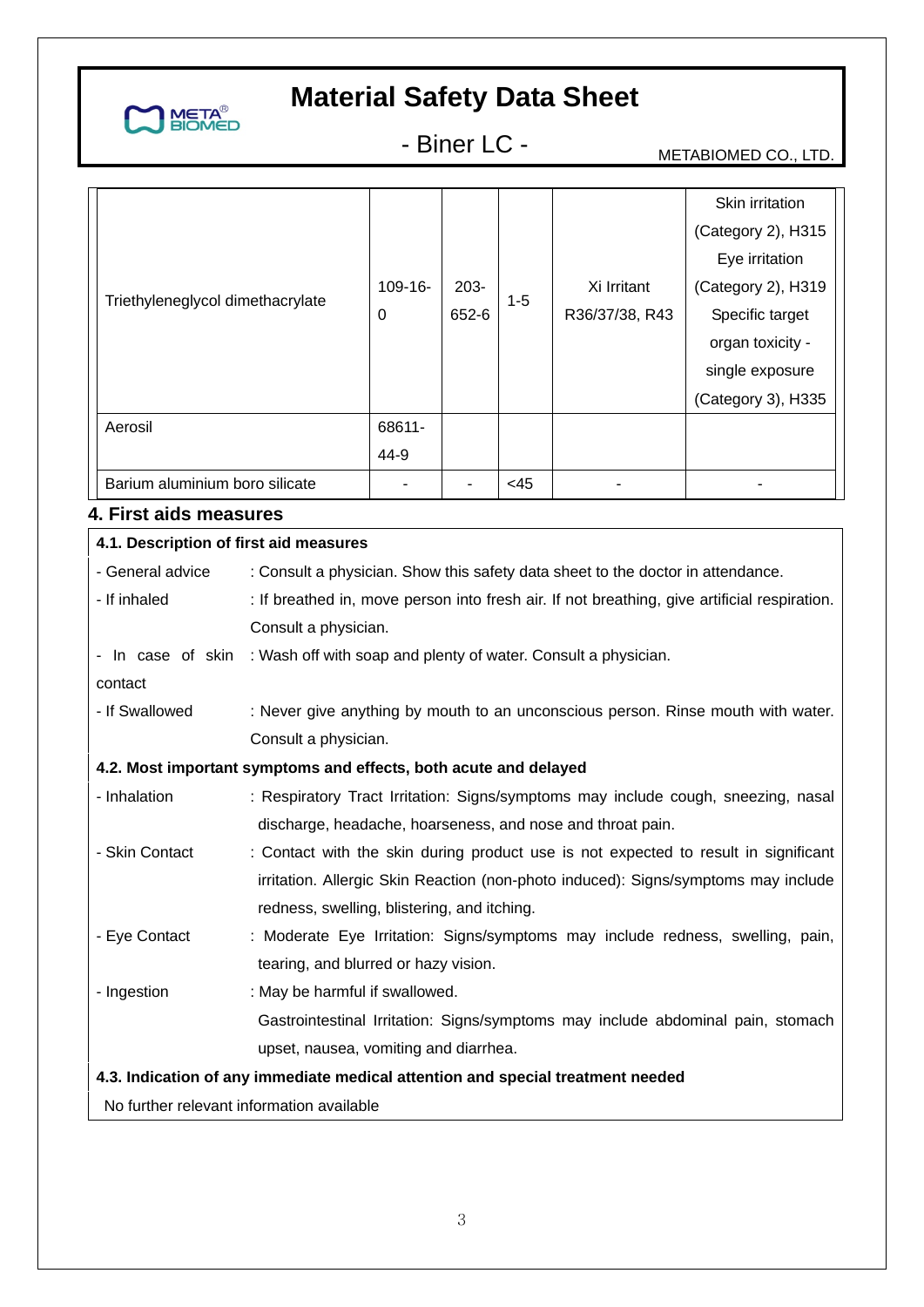| | | | | | |
|---|---|---|---|---|---|
| Triethyleneglycol dimethacrylate | 109-16-0 | 203-652-6 | 1-5 | Xi Irritant R36/37/38, R43 | Skin irritation (Category 2), H315 Eye irritation (Category 2), H319 Specific target organ toxicity - single exposure (Category 3), H335 |
| Aerosil | 68611-44-9 | | | | |
| Barium aluminium boro silicate | - | - | <45 | - | - |

## 4. First aids measures

**4.1. Description of first aid measures**

- General advice : Consult a physician. Show this safety data sheet to the doctor in attendance.
- If inhaled : If breathed in, move person into fresh air. If not breathing, give artificial respiration. Consult a physician.
- In case of skin contact : Wash off with soap and plenty of water. Consult a physician.
- If Swallowed : Never give anything by mouth to an unconscious person. Rinse mouth with water. Consult a physician.

**4.2. Most important symptoms and effects, both acute and delayed**

- Inhalation : Respiratory Tract Irritation: Signs/symptoms may include cough, sneezing, nasal discharge, headache, hoarseness, and nose and throat pain.
- Skin Contact : Contact with the skin during product use is not expected to result in significant irritation. Allergic Skin Reaction (non-photo induced): Signs/symptoms may include redness, swelling, blistering, and itching.
- Eye Contact : Moderate Eye Irritation: Signs/symptoms may include redness, swelling, pain, tearing, and blurred or hazy vision.
- Ingestion : May be harmful if swallowed.
  Gastrointestinal Irritation: Signs/symptoms may include abdominal pain, stomach upset, nausea, vomiting and diarrhea.

**4.3. Indication of any immediate medical attention and special treatment needed**

No further relevant information available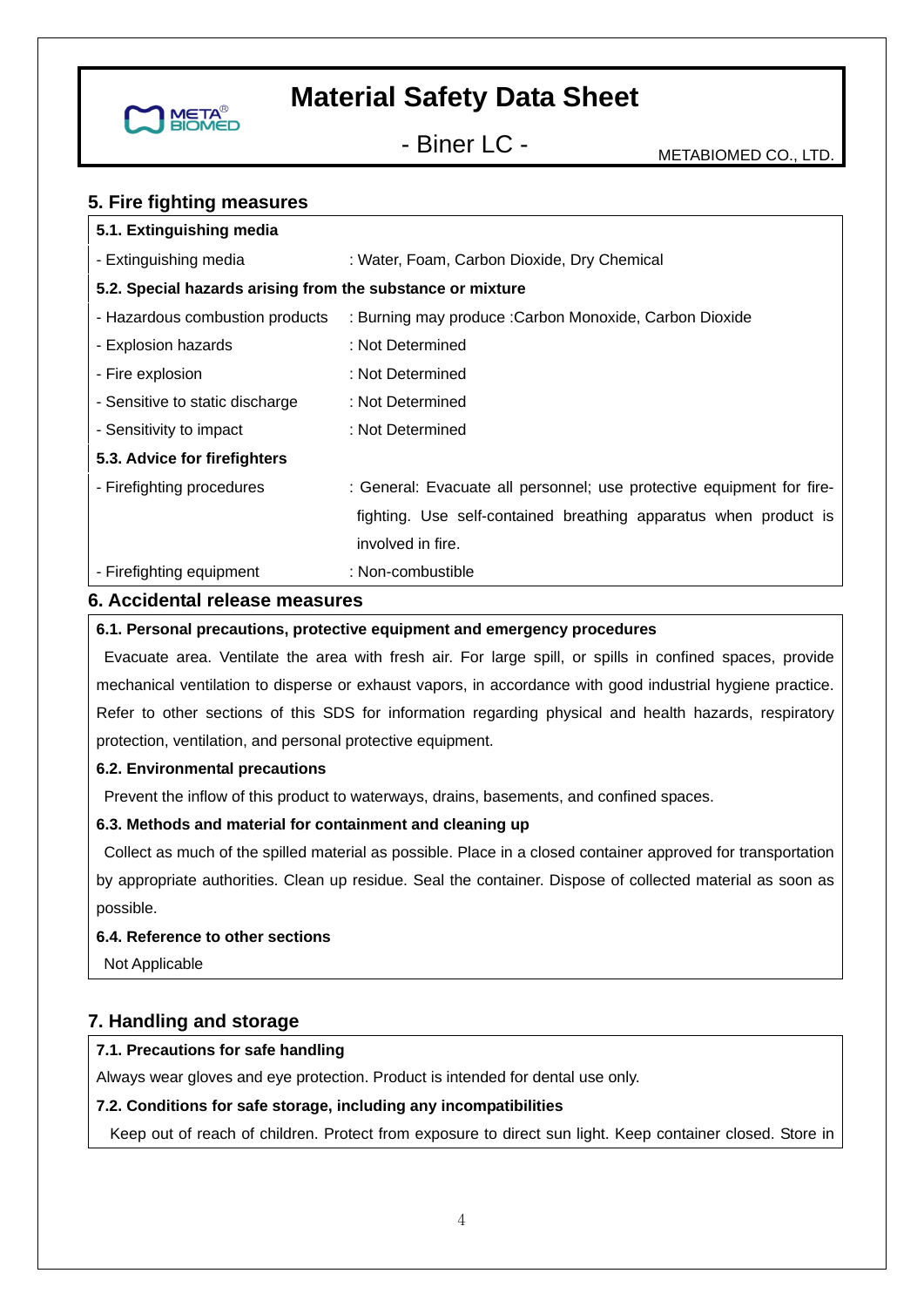## 5. Fire fighting measures

### 5.1. Extinguishing media

| | |
|---|---|
| - Extinguishing media | : Water, Foam, Carbon Dioxide, Dry Chemical |

### 5.2. Special hazards arising from the substance or mixture

| | |
|---|---|
| - Hazardous combustion products | : Burning may produce :Carbon Monoxide, Carbon Dioxide |
| - Explosion hazards | : Not Determined |
| - Fire explosion | : Not Determined |
| - Sensitive to static discharge | : Not Determined |
| - Sensitivity to impact | : Not Determined |

### 5.3. Advice for firefighters

| | |
|---|---|
| - Firefighting procedures | : General: Evacuate all personnel; use protective equipment for fire-fighting. Use self-contained breathing apparatus when product is involved in fire. |
| - Firefighting equipment | : Non-combustible |

## 6. Accidental release measures

### 6.1. Personal precautions, protective equipment and emergency procedures

Evacuate area. Ventilate the area with fresh air. For large spill, or spills in confined spaces, provide mechanical ventilation to disperse or exhaust vapors, in accordance with good industrial hygiene practice. Refer to other sections of this SDS for information regarding physical and health hazards, respiratory protection, ventilation, and personal protective equipment.

### 6.2. Environmental precautions

Prevent the inflow of this product to waterways, drains, basements, and confined spaces.

### 6.3. Methods and material for containment and cleaning up

Collect as much of the spilled material as possible. Place in a closed container approved for transportation by appropriate authorities. Clean up residue. Seal the container. Dispose of collected material as soon as possible.

### 6.4. Reference to other sections

Not Applicable

## 7. Handling and storage

### 7.1. Precautions for safe handling

Always wear gloves and eye protection. Product is intended for dental use only.

### 7.2. Conditions for safe storage, including any incompatibilities

Keep out of reach of children. Protect from exposure to direct sun light. Keep container closed. Store in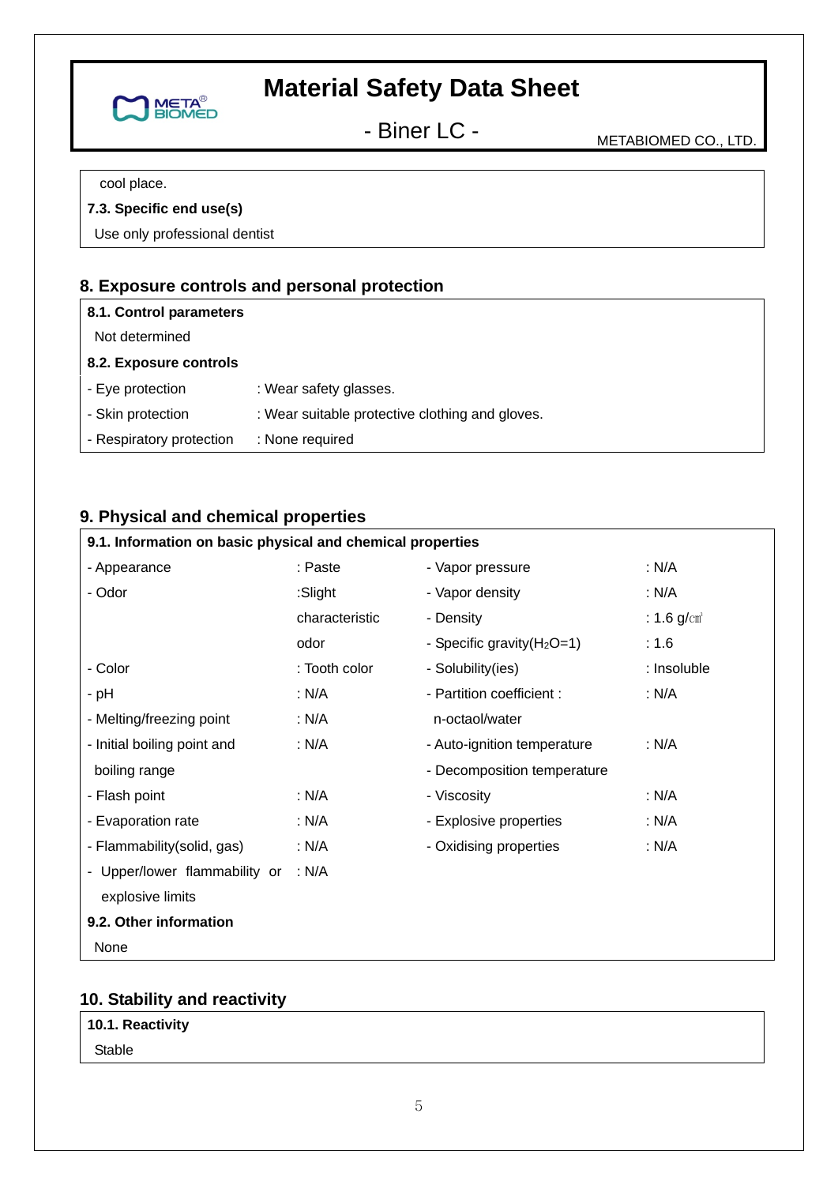cool place.

**7.3. Specific end use(s)**

Use only professional dentist

## 8. Exposure controls and personal protection

**8.1. Control parameters**

Not determined

**8.2. Exposure controls**

- Eye protection : Wear safety glasses.
- Skin protection : Wear suitable protective clothing and gloves.
- Respiratory protection : None required

## 9. Physical and chemical properties

**9.1. Information on basic physical and chemical properties**

| | | | |
|---|---|---|---|
| - Appearance | : Paste | - Vapor pressure | : N/A |
| - Odor | :Slight characteristic odor | - Vapor density | : N/A |
| | | - Density | : 1.6 g/㎤ |
| | | - Specific gravity($H_2O$=1) | : 1.6 |
| - Color | : Tooth color | - Solubility(ies) | : Insoluble |
| - pH | : N/A | - Partition coefficient : n-octaol/water | : N/A |
| - Melting/freezing point | : N/A | | |
| - Initial boiling point and boiling range | : N/A | - Auto-ignition temperature | : N/A |
| | | - Decomposition temperature | |
| - Flash point | : N/A | - Viscosity | : N/A |
| - Evaporation rate | : N/A | - Explosive properties | : N/A |
| - Flammability(solid, gas) | : N/A | - Oxidising properties | : N/A |
| - Upper/lower flammability or explosive limits | : N/A | | |

**9.2. Other information**

None

## 10. Stability and reactivity

**10.1. Reactivity**

Stable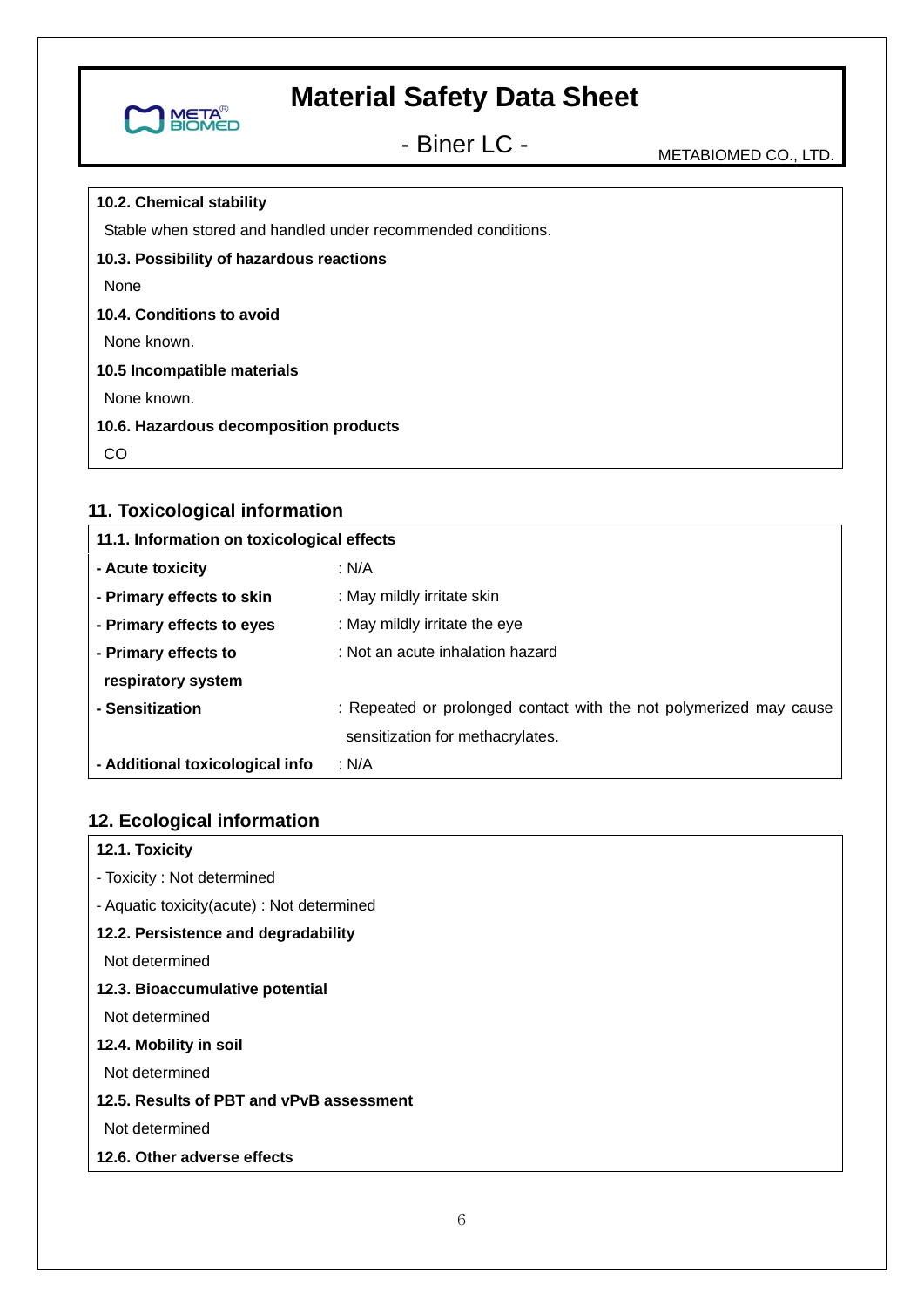**10.2. Chemical stability**

Stable when stored and handled under recommended conditions.

**10.3. Possibility of hazardous reactions**

None

**10.4. Conditions to avoid**

None known.

**10.5 Incompatible materials**

None known.

**10.6. Hazardous decomposition products**

CO

## 11. Toxicological information

**11.1. Information on toxicological effects**

| | |
|---|---|
| **- Acute toxicity** | : N/A |
| **- Primary effects to skin** | : May mildly irritate skin |
| **- Primary effects to eyes** | : May mildly irritate the eye |
| **- Primary effects to respiratory system** | : Not an acute inhalation hazard |
| **- Sensitization** | : Repeated or prolonged contact with the not polymerized may cause sensitization for methacrylates. |
| **- Additional toxicological info** | : N/A |

## 12. Ecological information

**12.1. Toxicity**

- Toxicity : Not determined
- Aquatic toxicity(acute) : Not determined

**12.2. Persistence and degradability**

Not determined

**12.3. Bioaccumulative potential**

Not determined

**12.4. Mobility in soil**

Not determined

**12.5. Results of PBT and vPvB assessment**

Not determined

**12.6. Other adverse effects**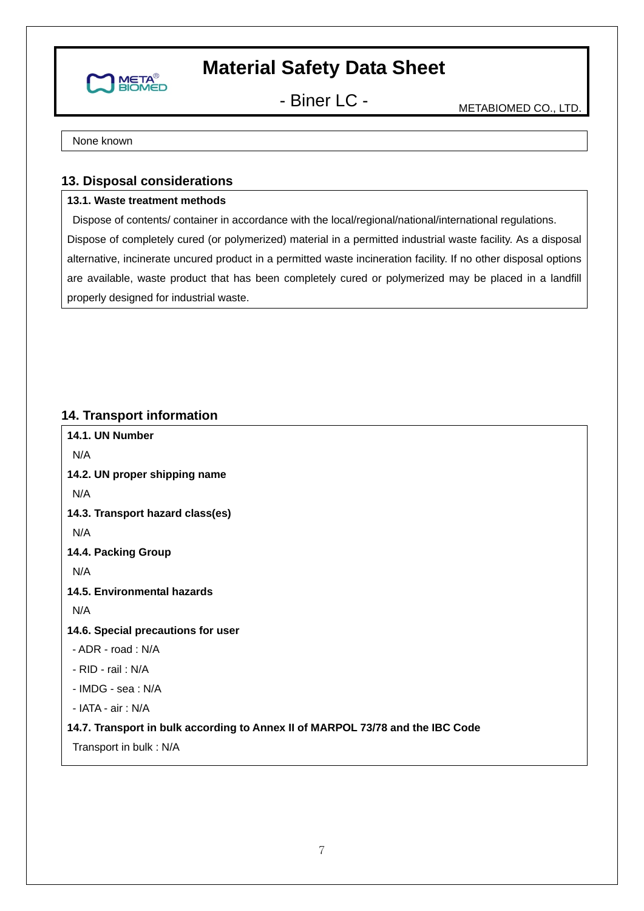None known

## 13. Disposal considerations

**13.1. Waste treatment methods**

Dispose of contents/ container in accordance with the local/regional/national/international regulations. Dispose of completely cured (or polymerized) material in a permitted industrial waste facility. As a disposal alternative, incinerate uncured product in a permitted waste incineration facility. If no other disposal options are available, waste product that has been completely cured or polymerized may be placed in a landfill properly designed for industrial waste.

## 14. Transport information

**14.1. UN Number**

N/A

**14.2. UN proper shipping name**

N/A

**14.3. Transport hazard class(es)**

N/A

**14.4. Packing Group**

N/A

**14.5. Environmental hazards**

N/A

**14.6. Special precautions for user**

- ADR - road : N/A
- RID - rail : N/A
- IMDG - sea : N/A
- IATA - air : N/A

**14.7. Transport in bulk according to Annex II of MARPOL 73/78 and the IBC Code**

Transport in bulk : N/A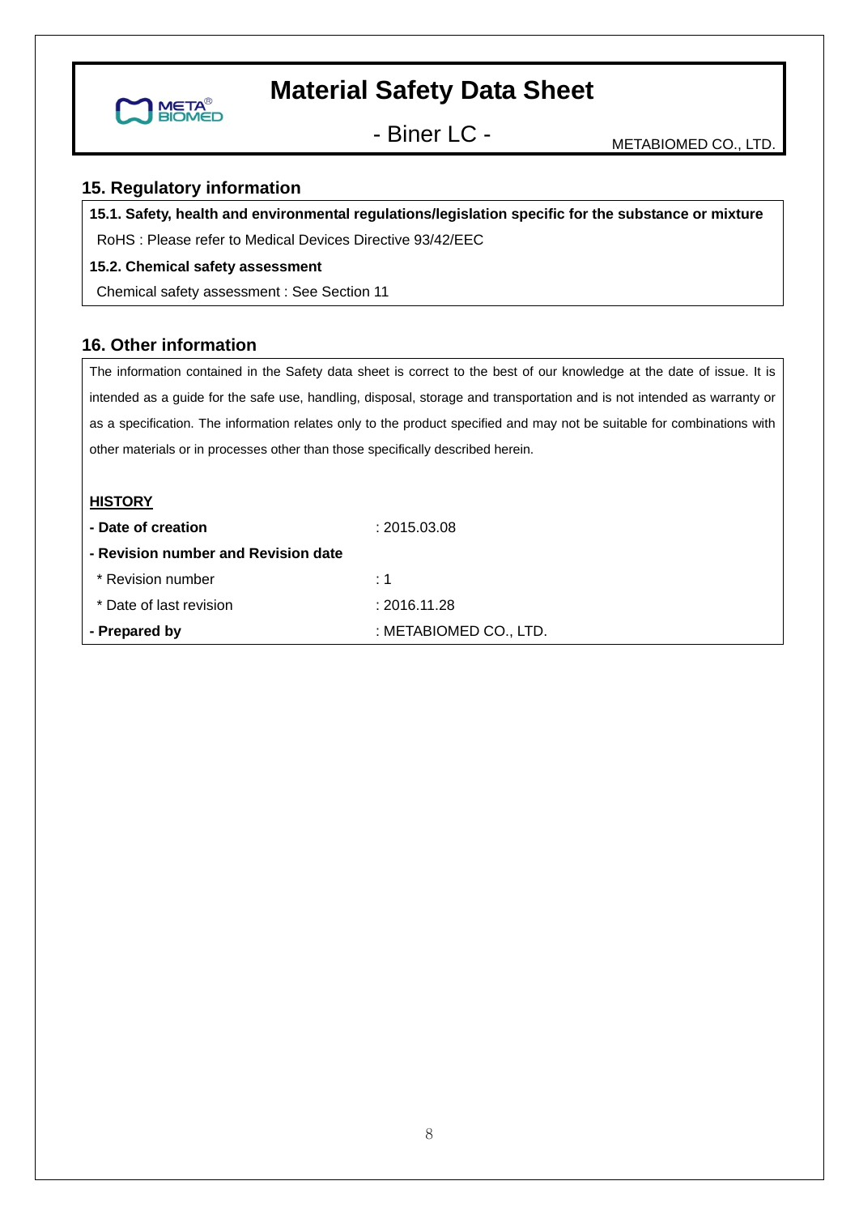## 15. Regulatory information

**15.1. Safety, health and environmental regulations/legislation specific for the substance or mixture**

RoHS : Please refer to Medical Devices Directive 93/42/EEC

**15.2. Chemical safety assessment**

Chemical safety assessment : See Section 11

## 16. Other information

The information contained in the Safety data sheet is correct to the best of our knowledge at the date of issue. It is intended as a guide for the safe use, handling, disposal, storage and transportation and is not intended as warranty or as a specification. The information relates only to the product specified and may not be suitable for combinations with other materials or in processes other than those specifically described herein.

**HISTORY**

| | |
|---|---|
| **- Date of creation** | : 2015.03.08 |
| **- Revision number and Revision date** | |
| * Revision number | : 1 |
| * Date of last revision | : 2016.11.28 |
| **- Prepared by** | : METABIOMED CO., LTD. |